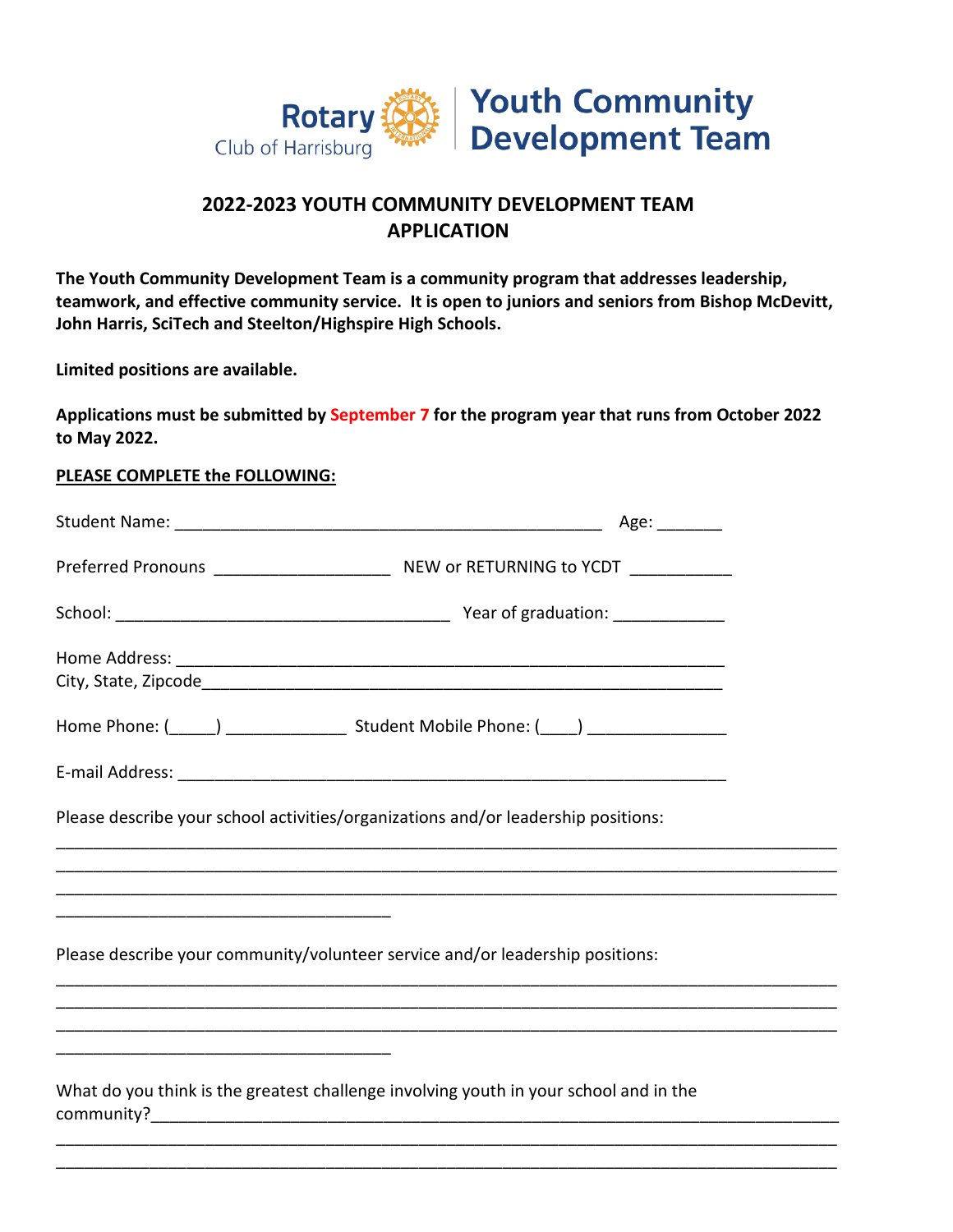Rotary Club of Harrisburg | Youth Community Development Team

## 2022-2023 YOUTH COMMUNITY DEVELOPMENT TEAM APPLICATION

**The Youth Community Development Team is a community program that addresses leadership, teamwork, and effective community service. It is open to juniors and seniors from Bishop McDevitt, John Harris, SciTech and Steelton/Highspire High Schools.**

**Limited positions are available.**

**Applications must be submitted by September 7 for the program year that runs from October 2022 to May 2022.**

**PLEASE COMPLETE the FOLLOWING:**

Student Name: ________________________________________________ Age: _______

Preferred Pronouns ___________________ NEW or RETURNING to YCDT ___________

School: ____________________________________ Year of graduation: ____________

Home Address: ____________________________________________________________
City, State, Zipcode__________________________________________________________

Home Phone: (_____) _____________ Student Mobile Phone: (____) _______________

E-mail Address: ____________________________________________________________

Please describe your school activities/organizations and/or leadership positions:
_____________________________________________________________________________________
_____________________________________________________________________________________
_____________________________________________________________________________________
_____________________________________

Please describe your community/volunteer service and/or leadership positions:
_____________________________________________________________________________________
_____________________________________________________________________________________
_____________________________________________________________________________________
_____________________________________

What do you think is the greatest challenge involving youth in your school and in the community?___________________________________________________________________________
_____________________________________________________________________________________
_____________________________________________________________________________________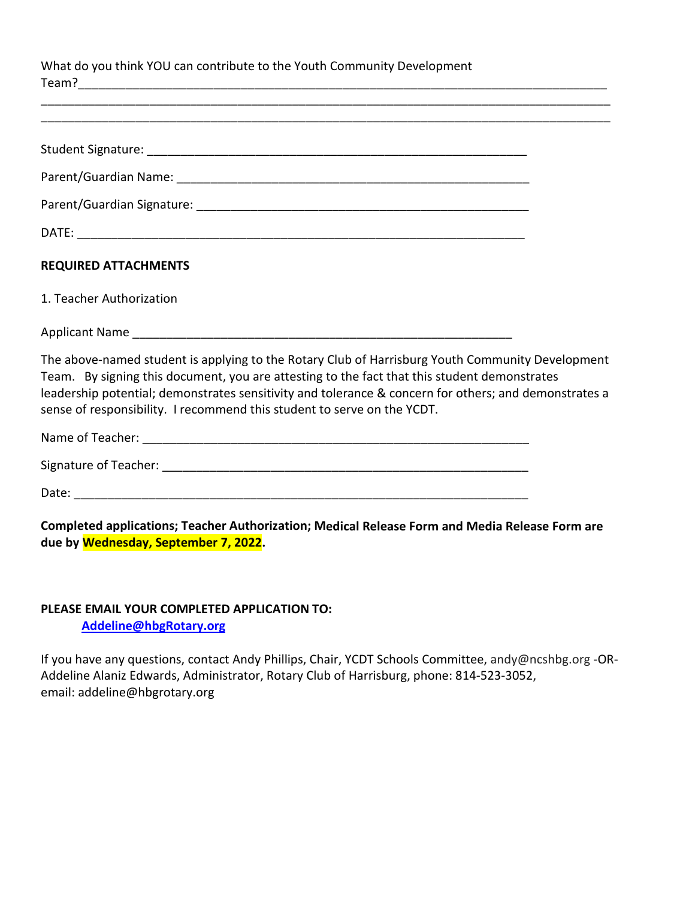What do you think YOU can contribute to the Youth Community Development Team?\_\_\_\_\_\_\_\_\_\_\_\_\_\_\_\_\_\_\_\_\_\_\_\_\_\_\_\_\_\_\_\_\_\_\_\_\_\_\_\_\_\_\_\_\_\_\_\_\_\_\_\_\_\_\_\_\_\_\_\_\_\_\_\_

\_\_\_\_\_\_\_\_\_\_\_\_\_\_\_\_\_\_\_\_\_\_\_\_\_\_\_\_\_\_\_\_\_\_\_\_\_\_\_\_\_\_\_\_\_\_\_\_\_\_\_\_\_\_\_\_\_\_\_\_\_\_\_\_\_\_\_\_\_\_\_\_\_\_\_\_\_\_

\_\_\_\_\_\_\_\_\_\_\_\_\_\_\_\_\_\_\_\_\_\_\_\_\_\_\_\_\_\_\_\_\_\_\_\_\_\_\_\_\_\_\_\_\_\_\_\_\_\_\_\_\_\_\_\_\_\_\_\_\_\_\_\_\_\_\_\_\_\_\_\_\_\_\_\_\_\_

Student Signature: \_\_\_\_\_\_\_\_\_\_\_\_\_\_\_\_\_\_\_\_\_\_\_\_\_\_\_\_\_\_\_\_\_\_\_\_\_\_\_\_\_\_\_\_\_\_\_\_\_\_\_\_

Parent/Guardian Name: \_\_\_\_\_\_\_\_\_\_\_\_\_\_\_\_\_\_\_\_\_\_\_\_\_\_\_\_\_\_\_\_\_\_\_\_\_\_\_\_\_\_\_\_\_\_\_\_

Parent/Guardian Signature: \_\_\_\_\_\_\_\_\_\_\_\_\_\_\_\_\_\_\_\_\_\_\_\_\_\_\_\_\_\_\_\_\_\_\_\_\_\_\_\_\_\_\_\_\_

DATE: \_\_\_\_\_\_\_\_\_\_\_\_\_\_\_\_\_\_\_\_\_\_\_\_\_\_\_\_\_\_\_\_\_\_\_\_\_\_\_\_\_\_\_\_\_\_\_\_\_\_\_\_\_\_\_\_\_\_\_\_\_

**REQUIRED ATTACHMENTS**

1. Teacher Authorization

Applicant Name \_\_\_\_\_\_\_\_\_\_\_\_\_\_\_\_\_\_\_\_\_\_\_\_\_\_\_\_\_\_\_\_\_\_\_\_\_\_\_\_\_\_\_\_\_\_\_\_\_\_\_\_\_

The above-named student is applying to the Rotary Club of Harrisburg Youth Community Development Team. By signing this document, you are attesting to the fact that this student demonstrates leadership potential; demonstrates sensitivity and tolerance & concern for others; and demonstrates a sense of responsibility. I recommend this student to serve on the YCDT.

Name of Teacher: \_\_\_\_\_\_\_\_\_\_\_\_\_\_\_\_\_\_\_\_\_\_\_\_\_\_\_\_\_\_\_\_\_\_\_\_\_\_\_\_\_\_\_\_\_\_\_\_\_\_\_\_

Signature of Teacher: \_\_\_\_\_\_\_\_\_\_\_\_\_\_\_\_\_\_\_\_\_\_\_\_\_\_\_\_\_\_\_\_\_\_\_\_\_\_\_\_\_\_\_\_\_\_\_\_\_\_

Date: \_\_\_\_\_\_\_\_\_\_\_\_\_\_\_\_\_\_\_\_\_\_\_\_\_\_\_\_\_\_\_\_\_\_\_\_\_\_\_\_\_\_\_\_\_\_\_\_\_\_\_\_\_\_\_\_\_\_\_\_\_\_

**Completed applications; Teacher Authorization; Medical Release Form and Media Release Form are due by Wednesday, September 7, 2022.**

**PLEASE EMAIL YOUR COMPLETED APPLICATION TO:**

**Addeline@hbgRotary.org**

If you have any questions, contact Andy Phillips, Chair, YCDT Schools Committee, andy@ncshbg.org -OR- Addeline Alaniz Edwards, Administrator, Rotary Club of Harrisburg, phone: 814-523-3052, email: addeline@hbgrotary.org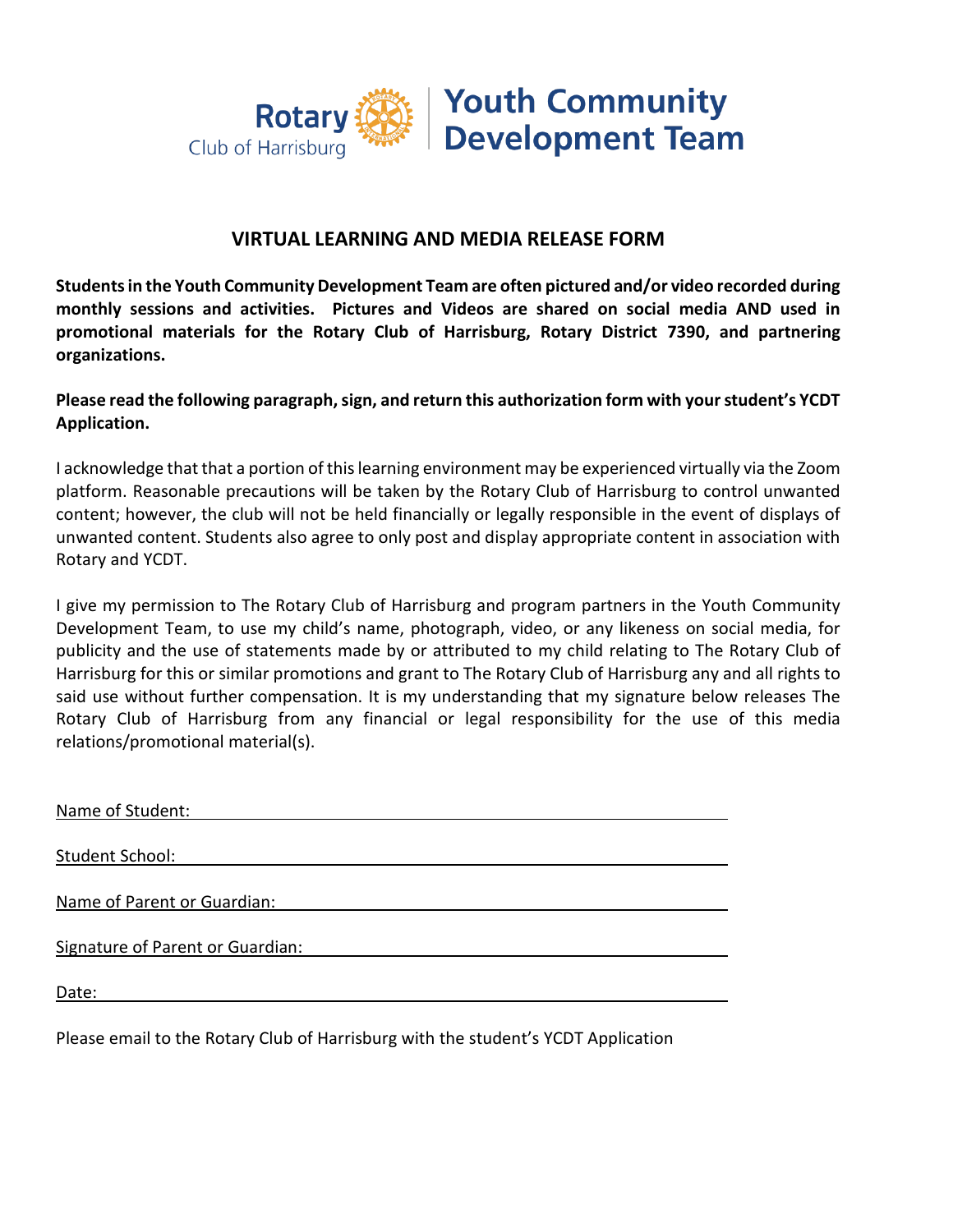Rotary Club of Harrisburg | Youth Community Development Team

## VIRTUAL LEARNING AND MEDIA RELEASE FORM

**Students in the Youth Community Development Team are often pictured and/or video recorded during monthly sessions and activities. Pictures and Videos are shared on social media AND used in promotional materials for the Rotary Club of Harrisburg, Rotary District 7390, and partnering organizations.**

**Please read the following paragraph, sign, and return this authorization form with your student's YCDT Application.**

I acknowledge that that a portion of this learning environment may be experienced virtually via the Zoom platform. Reasonable precautions will be taken by the Rotary Club of Harrisburg to control unwanted content; however, the club will not be held financially or legally responsible in the event of displays of unwanted content. Students also agree to only post and display appropriate content in association with Rotary and YCDT.

I give my permission to The Rotary Club of Harrisburg and program partners in the Youth Community Development Team, to use my child's name, photograph, video, or any likeness on social media, for publicity and the use of statements made by or attributed to my child relating to The Rotary Club of Harrisburg for this or similar promotions and grant to The Rotary Club of Harrisburg any and all rights to said use without further compensation. It is my understanding that my signature below releases The Rotary Club of Harrisburg from any financial or legal responsibility for the use of this media relations/promotional material(s).

Name of Student: ______________________________

Student School: ______________________________

Name of Parent or Guardian: ______________________________

Signature of Parent or Guardian: ______________________________

Date: ______________________________

Please email to the Rotary Club of Harrisburg with the student's YCDT Application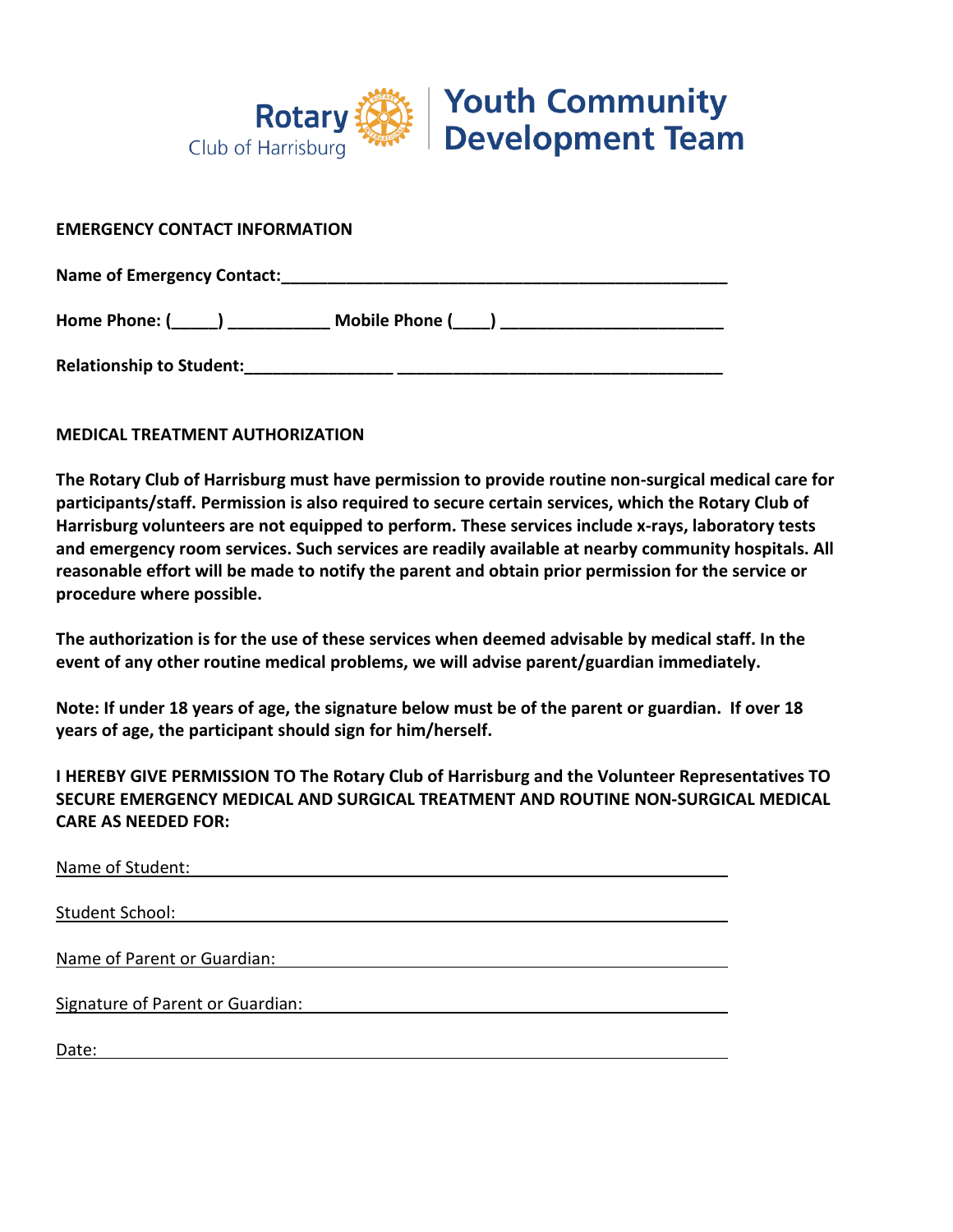Rotary Club of Harrisburg | Youth Community Development Team

**EMERGENCY CONTACT INFORMATION**

**Name of Emergency Contact:**_______________________________________________

**Home Phone: (_____) ___________ Mobile Phone (____) ________________________**

**Relationship to Student:**________________ ___________________________________

**MEDICAL TREATMENT AUTHORIZATION**

**The Rotary Club of Harrisburg must have permission to provide routine non-surgical medical care for participants/staff. Permission is also required to secure certain services, which the Rotary Club of Harrisburg volunteers are not equipped to perform. These services include x-rays, laboratory tests and emergency room services. Such services are readily available at nearby community hospitals. All reasonable effort will be made to notify the parent and obtain prior permission for the service or procedure where possible.**

**The authorization is for the use of these services when deemed advisable by medical staff. In the event of any other routine medical problems, we will advise parent/guardian immediately.**

**Note: If under 18 years of age, the signature below must be of the parent or guardian. If over 18 years of age, the participant should sign for him/herself.**

**I HEREBY GIVE PERMISSION TO The Rotary Club of Harrisburg and the Volunteer Representatives TO SECURE EMERGENCY MEDICAL AND SURGICAL TREATMENT AND ROUTINE NON-SURGICAL MEDICAL CARE AS NEEDED FOR:**

Name of Student: _______________________________________________

Student School: _______________________________________________

Name of Parent or Guardian: _______________________________________________

Signature of Parent or Guardian: _______________________________________________

Date: _______________________________________________